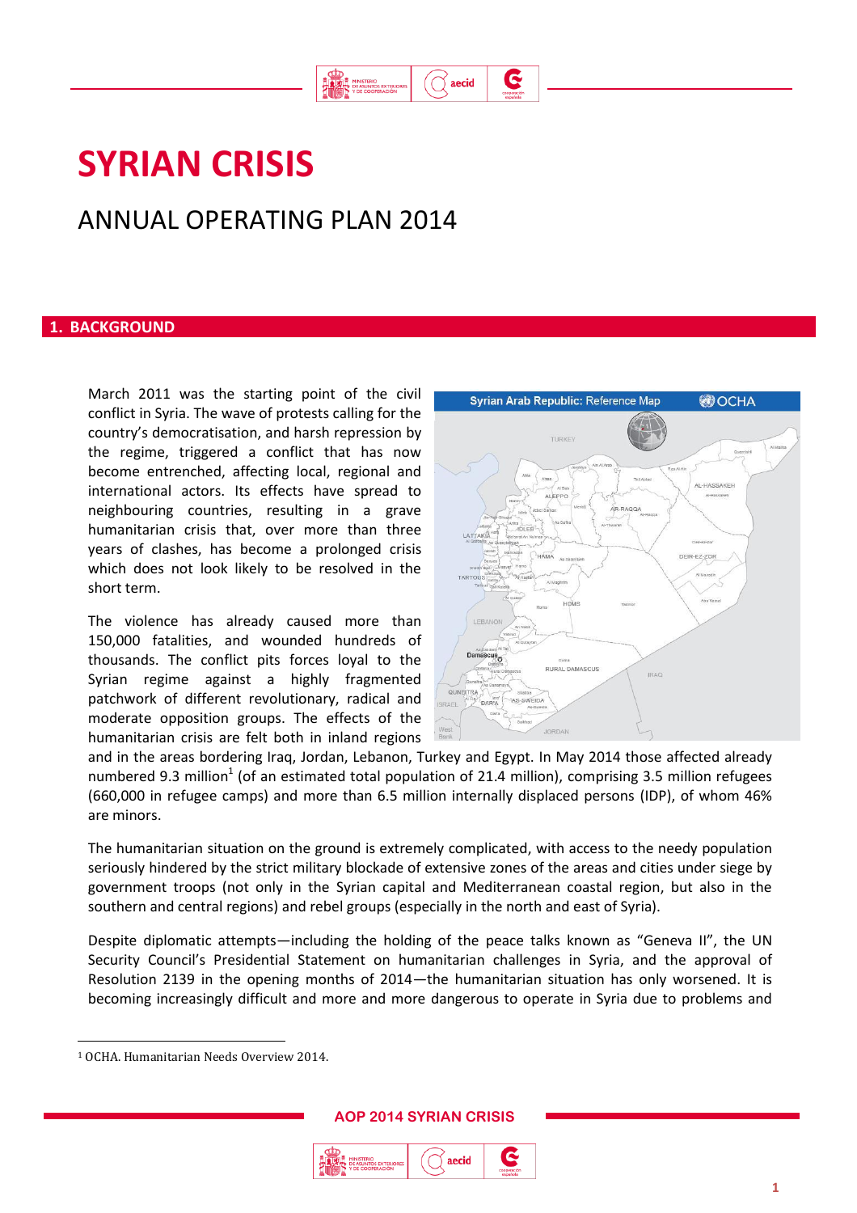# SYRIAN CRISIS

## ANNUAL OPERATING PLAN 2014

## 1. BACKGROUND

March 2011 was the starting point of the civil conflict in Syria. The wave of protests calling for the country's democratisation, and harsh repression by the regime, triggered a conflict that has now become entrenched, affecting local, regional and international actors. Its effects have spread to neighbouring countries, resulting in a grave humanitarian crisis that, over more than three years of clashes, has become a prolonged crisis which does not look likely to be resolved in the short term.

The violence has already caused more than 150,000 fatalities, and wounded hundreds of thousands. The conflict pits forces loyal to the Syrian regime against a highly fragmented patchwork of different revolutionary, radical and moderate opposition groups. The effects of the humanitarian crisis are felt both in inland regions and in the areas bordering Iraq, Jordan, Lebanon, Turkey and Egypt. In May 2014 those affected already numbered 9.3 million[1] (of an estimated total population of 21.4 million), comprising 3.5 million refugees (660,000 in refugee camps) and more than 6.5 million internally displaced persons (IDP), of whom 46% are minors.

The humanitarian situation on the ground is extremely complicated, with access to the needy population seriously hindered by the strict military blockade of extensive zones of the areas and cities under siege by government troops (not only in the Syrian capital and Mediterranean coastal region, but also in the southern and central regions) and rebel groups (especially in the north and east of Syria).

Despite diplomatic attempts—including the holding of the peace talks known as "Geneva II", the UN Security Council's Presidential Statement on humanitarian challenges in Syria, and the approval of Resolution 2139 in the opening months of 2014—the humanitarian situation has only worsened. It is becoming increasingly difficult and more and more dangerous to operate in Syria due to problems and

[1] OCHA. Humanitarian Needs Overview 2014.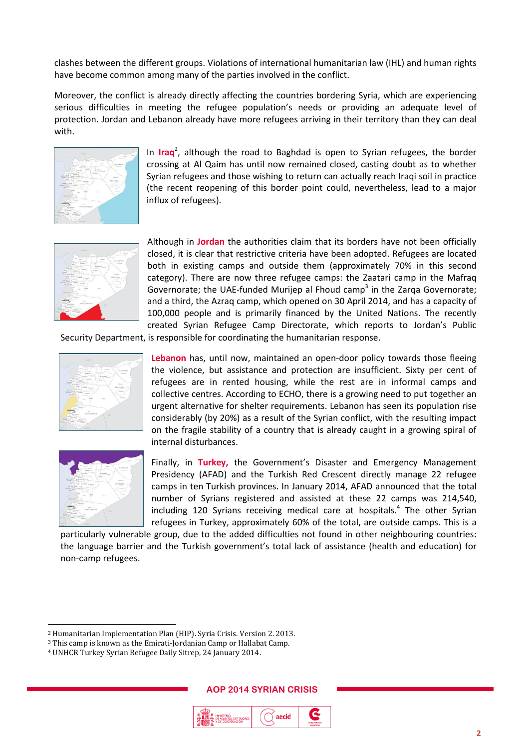clashes between the different groups. Violations of international humanitarian law (IHL) and human rights have become common among many of the parties involved in the conflict.

Moreover, the conflict is already directly affecting the countries bordering Syria, which are experiencing serious difficulties in meeting the refugee population's needs or providing an adequate level of protection. Jordan and Lebanon already have more refugees arriving in their territory than they can deal with.

In **Iraq**[2], although the road to Baghdad is open to Syrian refugees, the border crossing at Al Qaim has until now remained closed, casting doubt as to whether Syrian refugees and those wishing to return can actually reach Iraqi soil in practice (the recent reopening of this border point could, nevertheless, lead to a major influx of refugees).

Although in **Jordan** the authorities claim that its borders have not been officially closed, it is clear that restrictive criteria have been adopted. Refugees are located both in existing camps and outside them (approximately 70% in this second category). There are now three refugee camps: the Zaatari camp in the Mafraq Governorate; the UAE-funded Murijep al Fhoud camp[3] in the Zarqa Governorate; and a third, the Azraq camp, which opened on 30 April 2014, and has a capacity of 100,000 people and is primarily financed by the United Nations. The recently created Syrian Refugee Camp Directorate, which reports to Jordan's Public Security Department, is responsible for coordinating the humanitarian response.

**Lebanon** has, until now, maintained an open-door policy towards those fleeing the violence, but assistance and protection are insufficient. Sixty per cent of refugees are in rented housing, while the rest are in informal camps and collective centres. According to ECHO, there is a growing need to put together an urgent alternative for shelter requirements. Lebanon has seen its population rise considerably (by 20%) as a result of the Syrian conflict, with the resulting impact on the fragile stability of a country that is already caught in a growing spiral of internal disturbances.

Finally, in **Turkey,** the Government's Disaster and Emergency Management Presidency (AFAD) and the Turkish Red Crescent directly manage 22 refugee camps in ten Turkish provinces. In January 2014, AFAD announced that the total number of Syrians registered and assisted at these 22 camps was 214,540, including 120 Syrians receiving medical care at hospitals.[4] The other Syrian refugees in Turkey, approximately 60% of the total, are outside camps. This is a particularly vulnerable group, due to the added difficulties not found in other neighbouring countries: the language barrier and the Turkish government's total lack of assistance (health and education) for non-camp refugees.

---

[2] Humanitarian Implementation Plan (HIP). Syria Crisis. Version 2. 2013.
[3] This camp is known as the Emirati-Jordanian Camp or Hallabat Camp.
[4] UNHCR Turkey Syrian Refugee Daily Sitrep, 24 January 2014.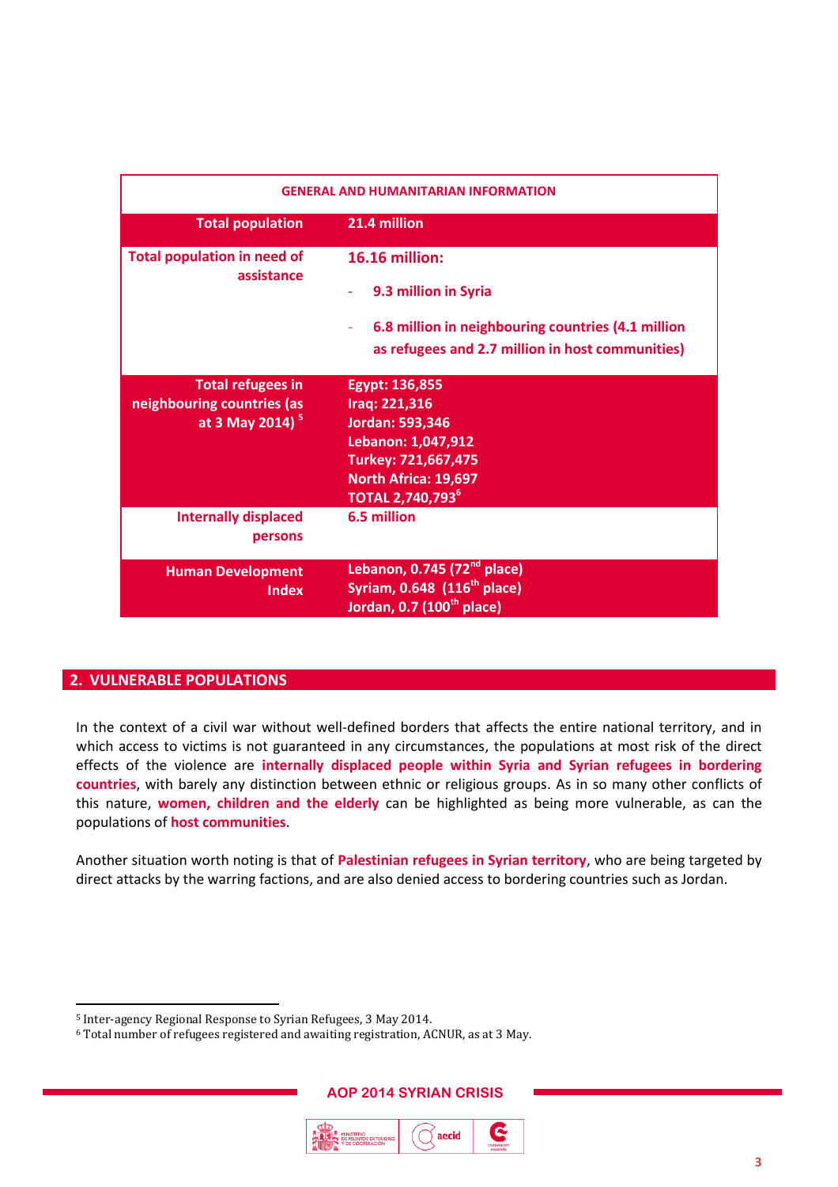| GENERAL AND HUMANITARIAN INFORMATION | |
|---|---|
| **Total population** | **21.4 million** |
| **Total population in need of assistance** | **16.16 million:**<br>- 9.3 million in Syria<br>- 6.8 million in neighbouring countries (4.1 million as refugees and 2.7 million in host communities) |
| **Total refugees in neighbouring countries (as at 3 May 2014)** [5] | **Egypt: 136,855**<br>**Iraq: 221,316**<br>**Jordan: 593,346**<br>**Lebanon: 1,047,912**<br>**Turkey: 721,667,475**<br>**North Africa: 19,697**<br>**TOTAL 2,740,793** [6] |
| **Internally displaced persons** | **6.5 million** |
| **Human Development Index** | **Lebanon, 0.745 (72nd place)**<br>**Syriam, 0.648 (116th place)**<br>**Jordan, 0.7 (100th place)** |

## 2. VULNERABLE POPULATIONS

In the context of a civil war without well-defined borders that affects the entire national territory, and in which access to victims is not guaranteed in any circumstances, the populations at most risk of the direct effects of the violence are **internally displaced people within Syria and Syrian refugees in bordering countries**, with barely any distinction between ethnic or religious groups. As in so many other conflicts of this nature, **women, children and the elderly** can be highlighted as being more vulnerable, as can the populations of **host communities**.

Another situation worth noting is that of **Palestinian refugees in Syrian territory**, who are being targeted by direct attacks by the warring factions, and are also denied access to bordering countries such as Jordan.

---

[5] Inter-agency Regional Response to Syrian Refugees, 3 May 2014.

[6] Total number of refugees registered and awaiting registration, ACNUR, as at 3 May.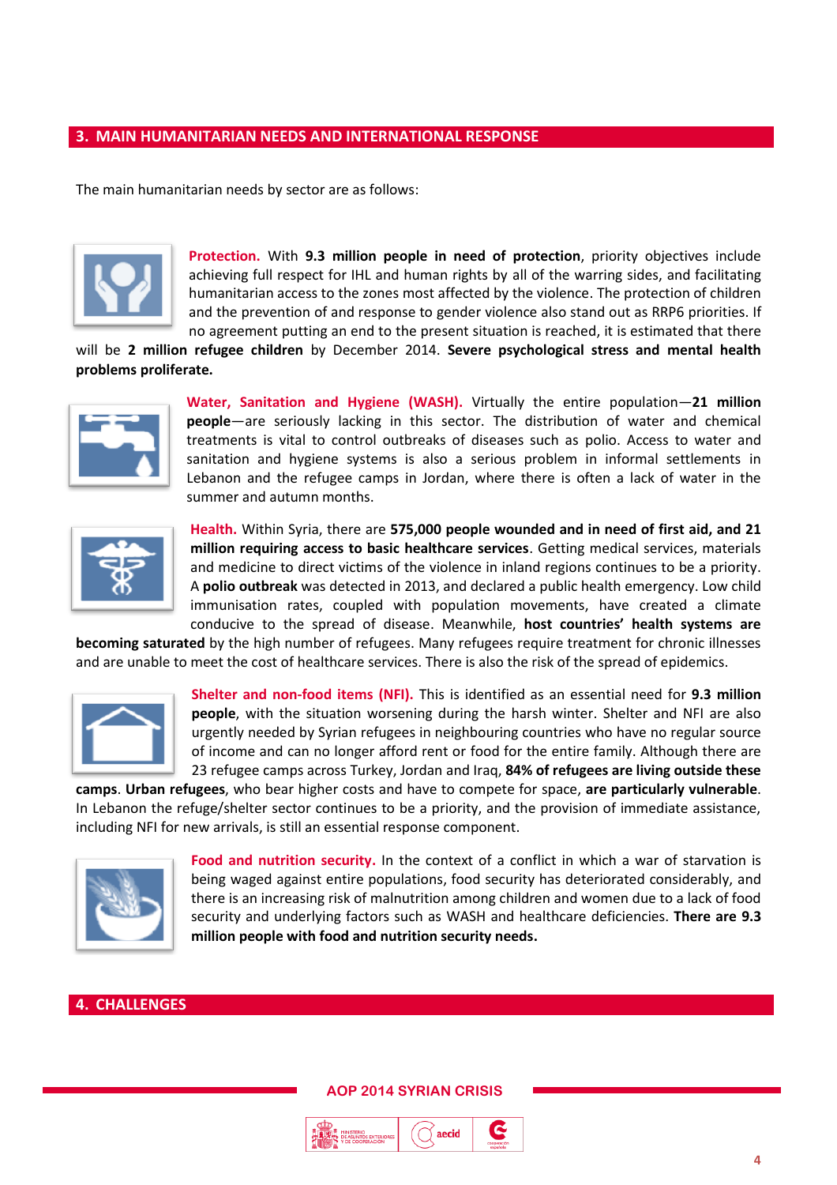## 3. MAIN HUMANITARIAN NEEDS AND INTERNATIONAL RESPONSE

The main humanitarian needs by sector are as follows:

**Protection.** With **9.3 million people in need of protection**, priority objectives include achieving full respect for IHL and human rights by all of the warring sides, and facilitating humanitarian access to the zones most affected by the violence. The protection of children and the prevention of and response to gender violence also stand out as RRP6 priorities. If no agreement putting an end to the present situation is reached, it is estimated that there will be **2 million refugee children** by December 2014. **Severe psychological stress and mental health problems proliferate.**

**Water, Sanitation and Hygiene (WASH).** Virtually the entire population—**21 million people**—are seriously lacking in this sector. The distribution of water and chemical treatments is vital to control outbreaks of diseases such as polio. Access to water and sanitation and hygiene systems is also a serious problem in informal settlements in Lebanon and the refugee camps in Jordan, where there is often a lack of water in the summer and autumn months.

**Health.** Within Syria, there are **575,000 people wounded and in need of first aid, and 21 million requiring access to basic healthcare services**. Getting medical services, materials and medicine to direct victims of the violence in inland regions continues to be a priority. A **polio outbreak** was detected in 2013, and declared a public health emergency. Low child immunisation rates, coupled with population movements, have created a climate conducive to the spread of disease. Meanwhile, **host countries' health systems are becoming saturated** by the high number of refugees. Many refugees require treatment for chronic illnesses and are unable to meet the cost of healthcare services. There is also the risk of the spread of epidemics.

**Shelter and non-food items (NFI).** This is identified as an essential need for **9.3 million people**, with the situation worsening during the harsh winter. Shelter and NFI are also urgently needed by Syrian refugees in neighbouring countries who have no regular source of income and can no longer afford rent or food for the entire family. Although there are 23 refugee camps across Turkey, Jordan and Iraq, **84% of refugees are living outside these camps**. **Urban refugees**, who bear higher costs and have to compete for space, **are particularly vulnerable**. In Lebanon the refuge/shelter sector continues to be a priority, and the provision of immediate assistance, including NFI for new arrivals, is still an essential response component.

**Food and nutrition security.** In the context of a conflict in which a war of starvation is being waged against entire populations, food security has deteriorated considerably, and there is an increasing risk of malnutrition among children and women due to a lack of food security and underlying factors such as WASH and healthcare deficiencies. **There are 9.3 million people with food and nutrition security needs.**

## 4. CHALLENGES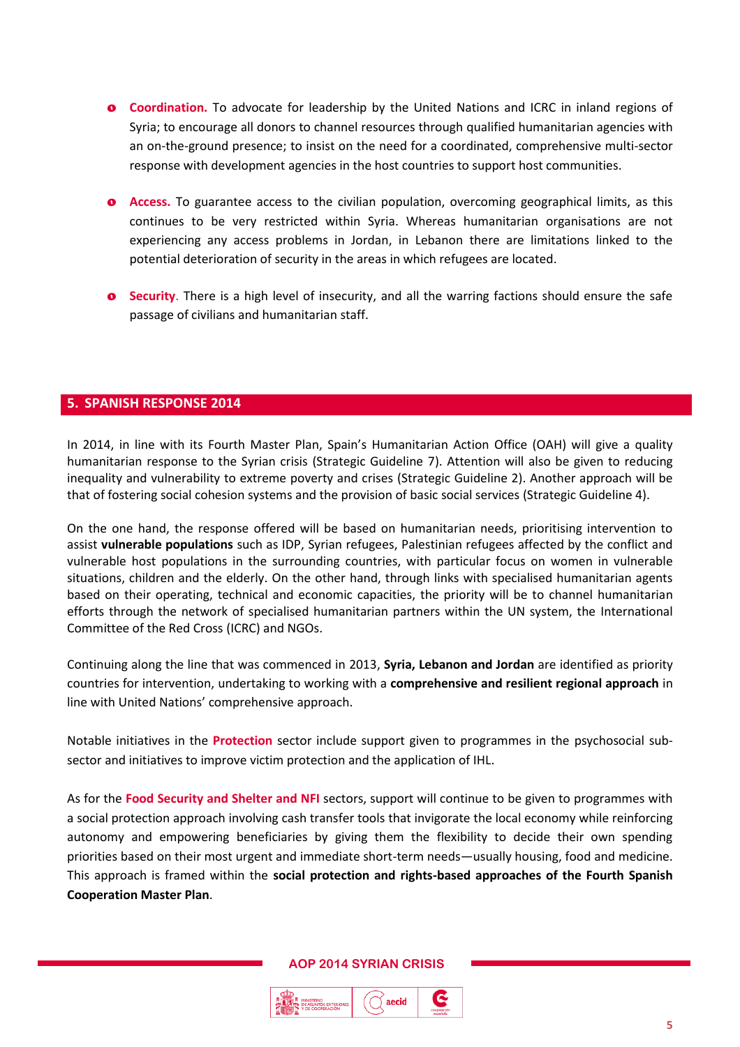- **Coordination.** To advocate for leadership by the United Nations and ICRC in inland regions of Syria; to encourage all donors to channel resources through qualified humanitarian agencies with an on-the-ground presence; to insist on the need for a coordinated, comprehensive multi-sector response with development agencies in the host countries to support host communities.

- **Access.** To guarantee access to the civilian population, overcoming geographical limits, as this continues to be very restricted within Syria. Whereas humanitarian organisations are not experiencing any access problems in Jordan, in Lebanon there are limitations linked to the potential deterioration of security in the areas in which refugees are located.

- **Security**. There is a high level of insecurity, and all the warring factions should ensure the safe passage of civilians and humanitarian staff.

## 5. SPANISH RESPONSE 2014

In 2014, in line with its Fourth Master Plan, Spain's Humanitarian Action Office (OAH) will give a quality humanitarian response to the Syrian crisis (Strategic Guideline 7). Attention will also be given to reducing inequality and vulnerability to extreme poverty and crises (Strategic Guideline 2). Another approach will be that of fostering social cohesion systems and the provision of basic social services (Strategic Guideline 4).

On the one hand, the response offered will be based on humanitarian needs, prioritising intervention to assist **vulnerable populations** such as IDP, Syrian refugees, Palestinian refugees affected by the conflict and vulnerable host populations in the surrounding countries, with particular focus on women in vulnerable situations, children and the elderly. On the other hand, through links with specialised humanitarian agents based on their operating, technical and economic capacities, the priority will be to channel humanitarian efforts through the network of specialised humanitarian partners within the UN system, the International Committee of the Red Cross (ICRC) and NGOs.

Continuing along the line that was commenced in 2013, **Syria, Lebanon and Jordan** are identified as priority countries for intervention, undertaking to working with a **comprehensive and resilient regional approach** in line with United Nations' comprehensive approach.

Notable initiatives in the **Protection** sector include support given to programmes in the psychosocial sub-sector and initiatives to improve victim protection and the application of IHL.

As for the **Food Security and Shelter and NFI** sectors, support will continue to be given to programmes with a social protection approach involving cash transfer tools that invigorate the local economy while reinforcing autonomy and empowering beneficiaries by giving them the flexibility to decide their own spending priorities based on their most urgent and immediate short-term needs—usually housing, food and medicine. This approach is framed within the **social protection and rights-based approaches of the Fourth Spanish Cooperation Master Plan**.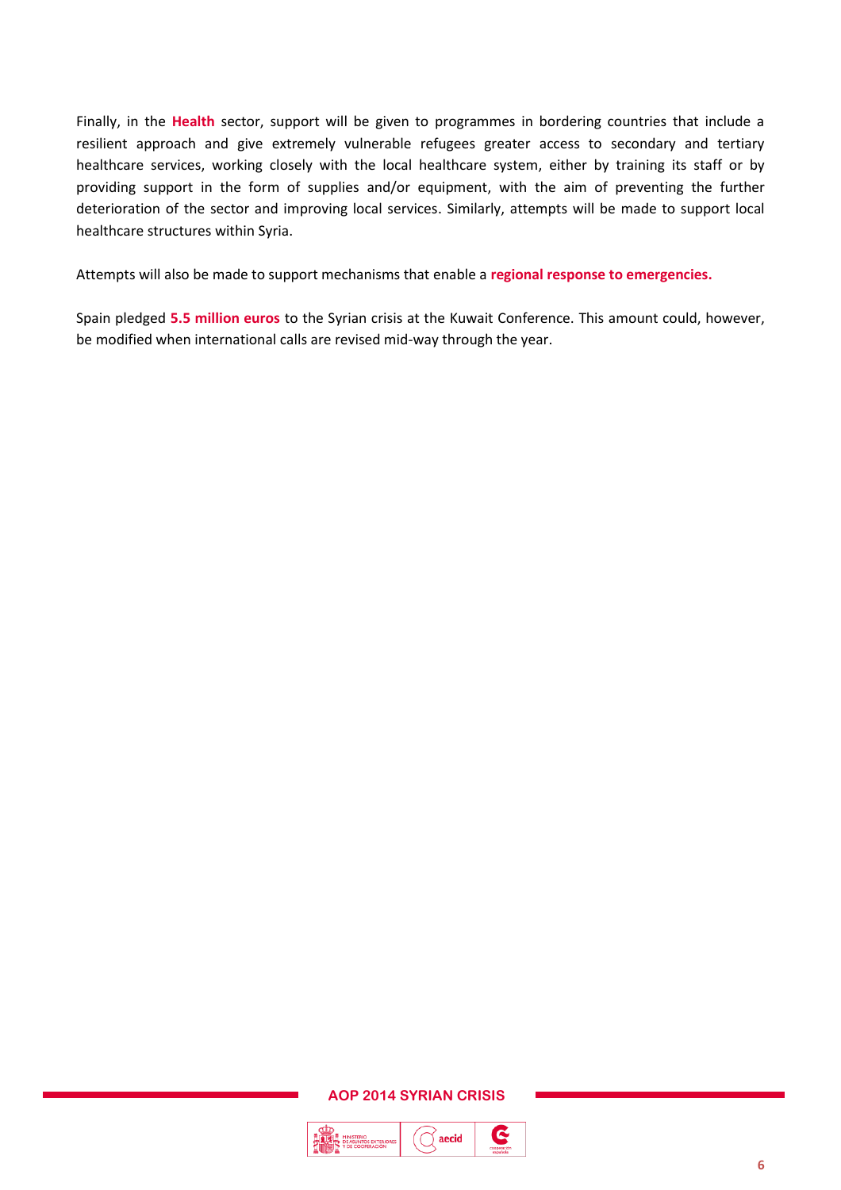Finally, in the **Health** sector, support will be given to programmes in bordering countries that include a resilient approach and give extremely vulnerable refugees greater access to secondary and tertiary healthcare services, working closely with the local healthcare system, either by training its staff or by providing support in the form of supplies and/or equipment, with the aim of preventing the further deterioration of the sector and improving local services. Similarly, attempts will be made to support local healthcare structures within Syria.

Attempts will also be made to support mechanisms that enable a **regional response to emergencies.**

Spain pledged **5.5 million euros** to the Syrian crisis at the Kuwait Conference. This amount could, however, be modified when international calls are revised mid-way through the year.